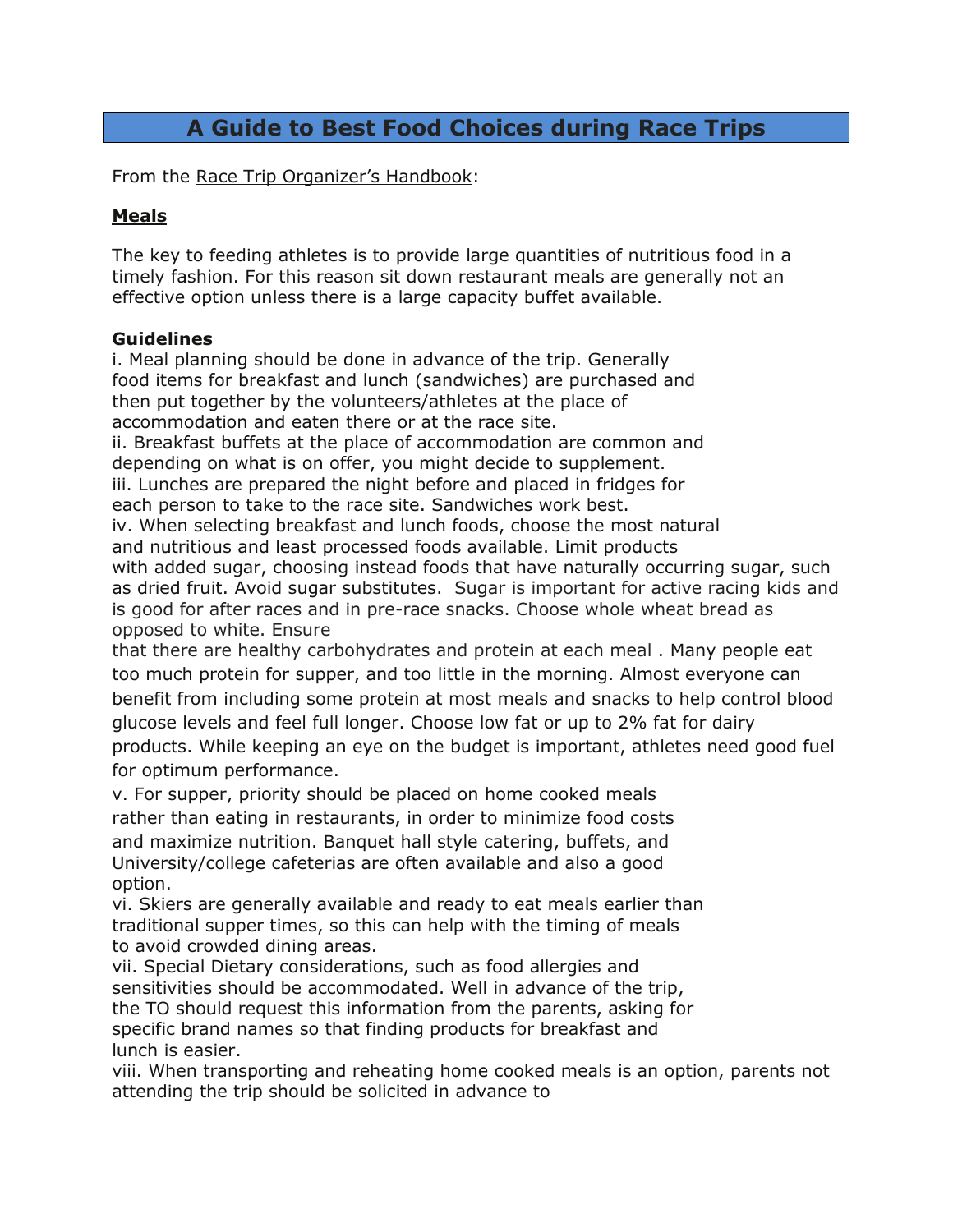# A Guide to Best Food Choices during Race Trips

From the Race Trip Organizer's Handbook:

## Meals

The key to feeding athletes is to provide large quantities of nutritious food in a timely fashion. For this reason sit down restaurant meals are generally not an effective option unless there is a large capacity buffet available.

**Guidelines**

i. Meal planning should be done in advance of the trip. Generally food items for breakfast and lunch (sandwiches) are purchased and then put together by the volunteers/athletes at the place of accommodation and eaten there or at the race site.

ii. Breakfast buffets at the place of accommodation are common and depending on what is on offer, you might decide to supplement.

iii. Lunches are prepared the night before and placed in fridges for each person to take to the race site. Sandwiches work best.

iv. When selecting breakfast and lunch foods, choose the most natural and nutritious and least processed foods available. Limit products with added sugar, choosing instead foods that have naturally occurring sugar, such as dried fruit. Avoid sugar substitutes. Sugar is important for active racing kids and is good for after races and in pre-race snacks. Choose whole wheat bread as opposed to white. Ensure that there are healthy carbohydrates and protein at each meal . Many people eat too much protein for supper, and too little in the morning. Almost everyone can benefit from including some protein at most meals and snacks to help control blood glucose levels and feel full longer. Choose low fat or up to 2% fat for dairy products. While keeping an eye on the budget is important, athletes need good fuel for optimum performance.

v. For supper, priority should be placed on home cooked meals rather than eating in restaurants, in order to minimize food costs and maximize nutrition. Banquet hall style catering, buffets, and University/college cafeterias are often available and also a good option.

vi. Skiers are generally available and ready to eat meals earlier than traditional supper times, so this can help with the timing of meals to avoid crowded dining areas.

vii. Special Dietary considerations, such as food allergies and sensitivities should be accommodated. Well in advance of the trip, the TO should request this information from the parents, asking for specific brand names so that finding products for breakfast and lunch is easier.

viii. When transporting and reheating home cooked meals is an option, parents not attending the trip should be solicited in advance to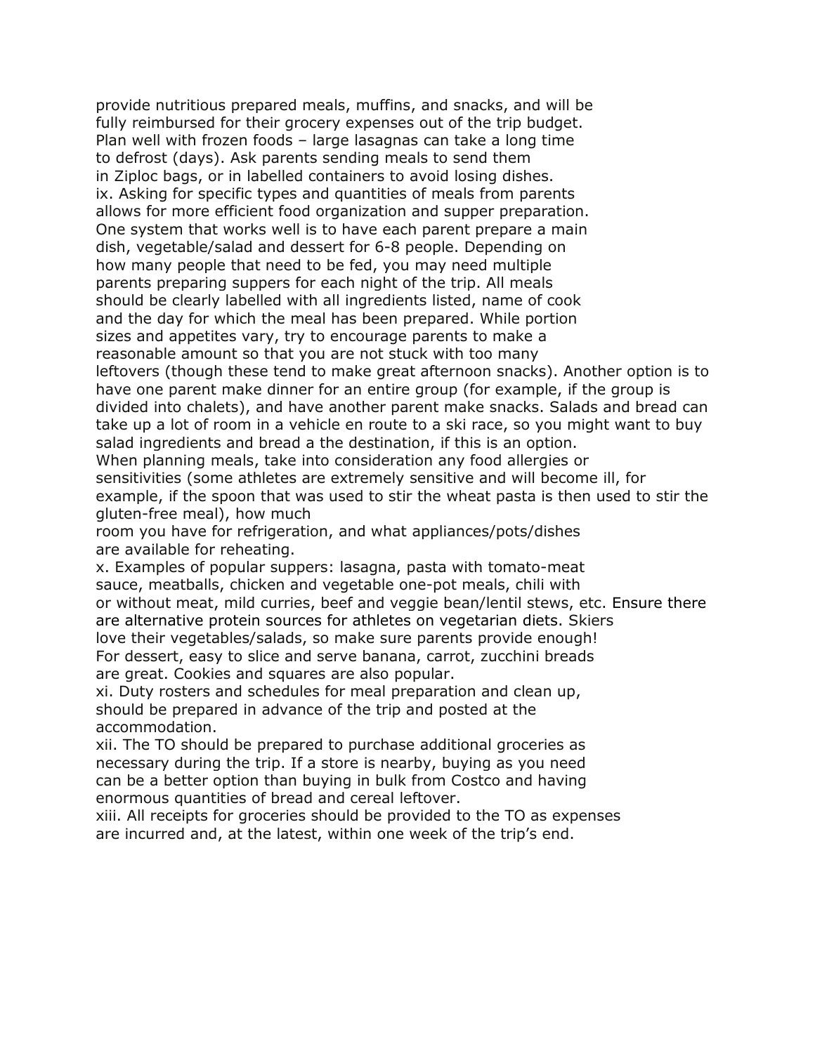provide nutritious prepared meals, muffins, and snacks, and will be fully reimbursed for their grocery expenses out of the trip budget. Plan well with frozen foods – large lasagnas can take a long time to defrost (days). Ask parents sending meals to send them in Ziploc bags, or in labelled containers to avoid losing dishes.

ix. Asking for specific types and quantities of meals from parents allows for more efficient food organization and supper preparation. One system that works well is to have each parent prepare a main dish, vegetable/salad and dessert for 6-8 people. Depending on how many people that need to be fed, you may need multiple parents preparing suppers for each night of the trip. All meals should be clearly labelled with all ingredients listed, name of cook and the day for which the meal has been prepared. While portion sizes and appetites vary, try to encourage parents to make a reasonable amount so that you are not stuck with too many leftovers (though these tend to make great afternoon snacks). Another option is to have one parent make dinner for an entire group (for example, if the group is divided into chalets), and have another parent make snacks. Salads and bread can take up a lot of room in a vehicle en route to a ski race, so you might want to buy salad ingredients and bread a the destination, if this is an option. When planning meals, take into consideration any food allergies or sensitivities (some athletes are extremely sensitive and will become ill, for example, if the spoon that was used to stir the wheat pasta is then used to stir the gluten-free meal), how much room you have for refrigeration, and what appliances/pots/dishes are available for reheating.

x. Examples of popular suppers: lasagna, pasta with tomato-meat sauce, meatballs, chicken and vegetable one-pot meals, chili with or without meat, mild curries, beef and veggie bean/lentil stews, etc. Ensure there are alternative protein sources for athletes on vegetarian diets. Skiers love their vegetables/salads, so make sure parents provide enough! For dessert, easy to slice and serve banana, carrot, zucchini breads are great. Cookies and squares are also popular.

xi. Duty rosters and schedules for meal preparation and clean up, should be prepared in advance of the trip and posted at the accommodation.

xii. The TO should be prepared to purchase additional groceries as necessary during the trip. If a store is nearby, buying as you need can be a better option than buying in bulk from Costco and having enormous quantities of bread and cereal leftover.

xiii. All receipts for groceries should be provided to the TO as expenses are incurred and, at the latest, within one week of the trip's end.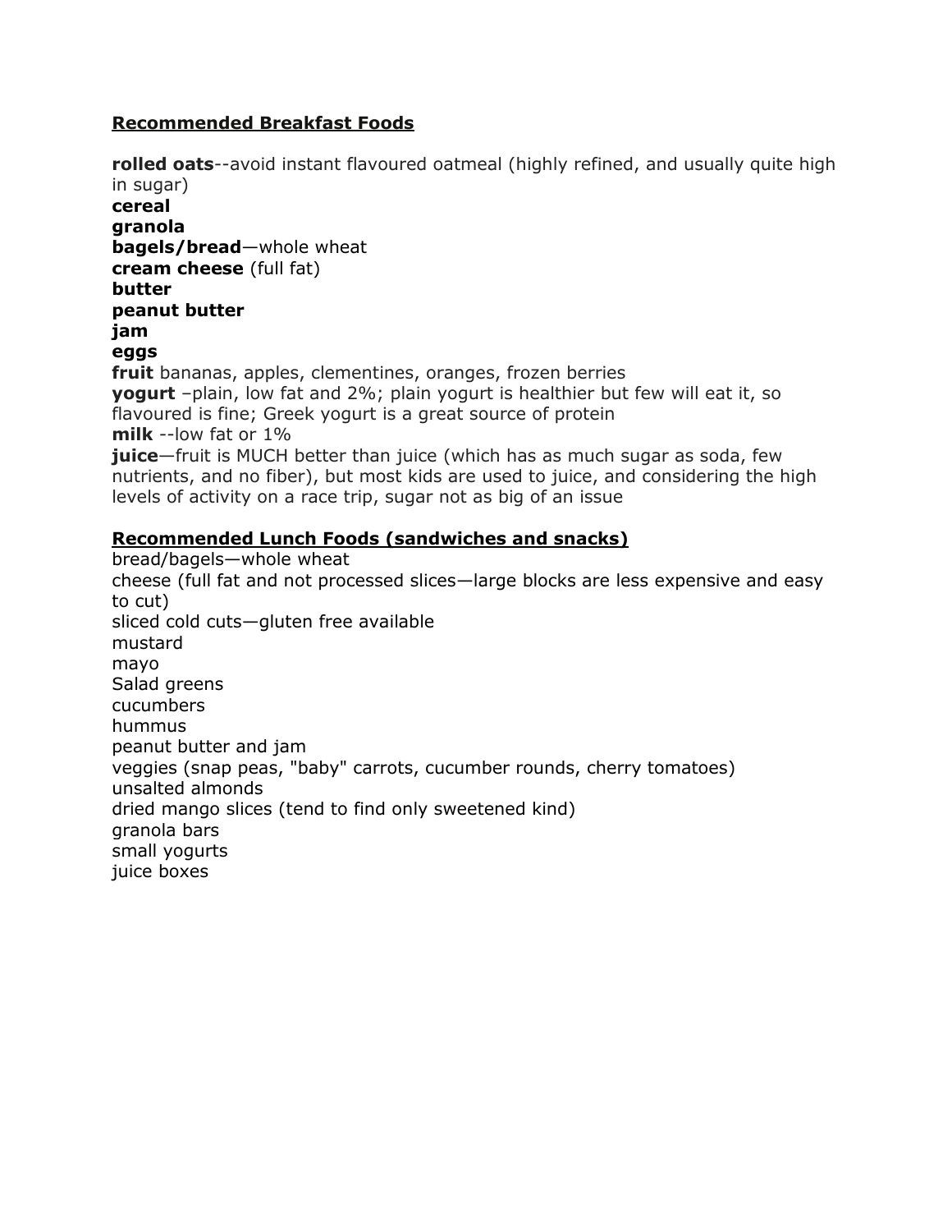**Recommended Breakfast Foods**

**rolled oats**--avoid instant flavoured oatmeal (highly refined, and usually quite high in sugar)
**cereal**
**granola**
**bagels/bread**—whole wheat
**cream cheese** (full fat)
**butter**
**peanut butter**
**jam**
**eggs**
**fruit** bananas, apples, clementines, oranges, frozen berries
**yogurt** –plain, low fat and 2%; plain yogurt is healthier but few will eat it, so flavoured is fine; Greek yogurt is a great source of protein
**milk** --low fat or 1%
**juice**—fruit is MUCH better than juice (which has as much sugar as soda, few nutrients, and no fiber), but most kids are used to juice, and considering the high levels of activity on a race trip, sugar not as big of an issue

**Recommended Lunch Foods (sandwiches and snacks)**

bread/bagels—whole wheat
cheese (full fat and not processed slices—large blocks are less expensive and easy to cut)
sliced cold cuts—gluten free available
mustard
mayo
Salad greens
cucumbers
hummus
peanut butter and jam
veggies (snap peas, "baby" carrots, cucumber rounds, cherry tomatoes)
unsalted almonds
dried mango slices (tend to find only sweetened kind)
granola bars
small yogurts
juice boxes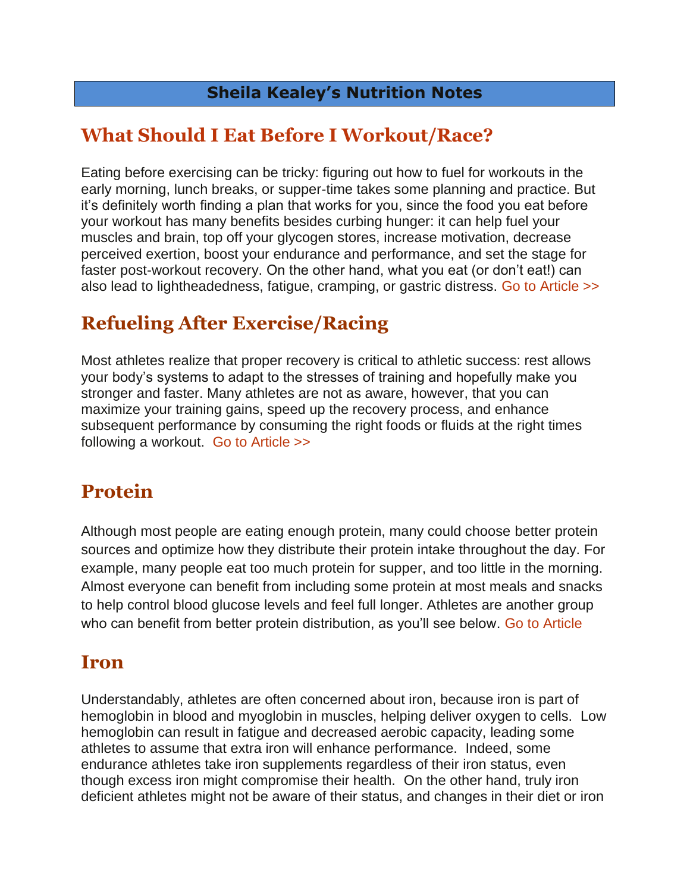**Sheila Kealey's Nutrition Notes**

## What Should I Eat Before I Workout/Race?

Eating before exercising can be tricky: figuring out how to fuel for workouts in the early morning, lunch breaks, or supper-time takes some planning and practice. But it's definitely worth finding a plan that works for you, since the food you eat before your workout has many benefits besides curbing hunger: it can help fuel your muscles and brain, top off your glycogen stores, increase motivation, decrease perceived exertion, boost your endurance and performance, and set the stage for faster post-workout recovery. On the other hand, what you eat (or don't eat!) can also lead to lightheadedness, fatigue, cramping, or gastric distress. Go to Article >>

## Refueling After Exercise/Racing

Most athletes realize that proper recovery is critical to athletic success: rest allows your body's systems to adapt to the stresses of training and hopefully make you stronger and faster. Many athletes are not as aware, however, that you can maximize your training gains, speed up the recovery process, and enhance subsequent performance by consuming the right foods or fluids at the right times following a workout. Go to Article >>

## Protein

Although most people are eating enough protein, many could choose better protein sources and optimize how they distribute their protein intake throughout the day. For example, many people eat too much protein for supper, and too little in the morning. Almost everyone can benefit from including some protein at most meals and snacks to help control blood glucose levels and feel full longer. Athletes are another group who can benefit from better protein distribution, as you'll see below. Go to Article

## Iron

Understandably, athletes are often concerned about iron, because iron is part of hemoglobin in blood and myoglobin in muscles, helping deliver oxygen to cells. Low hemoglobin can result in fatigue and decreased aerobic capacity, leading some athletes to assume that extra iron will enhance performance. Indeed, some endurance athletes take iron supplements regardless of their iron status, even though excess iron might compromise their health. On the other hand, truly iron deficient athletes might not be aware of their status, and changes in their diet or iron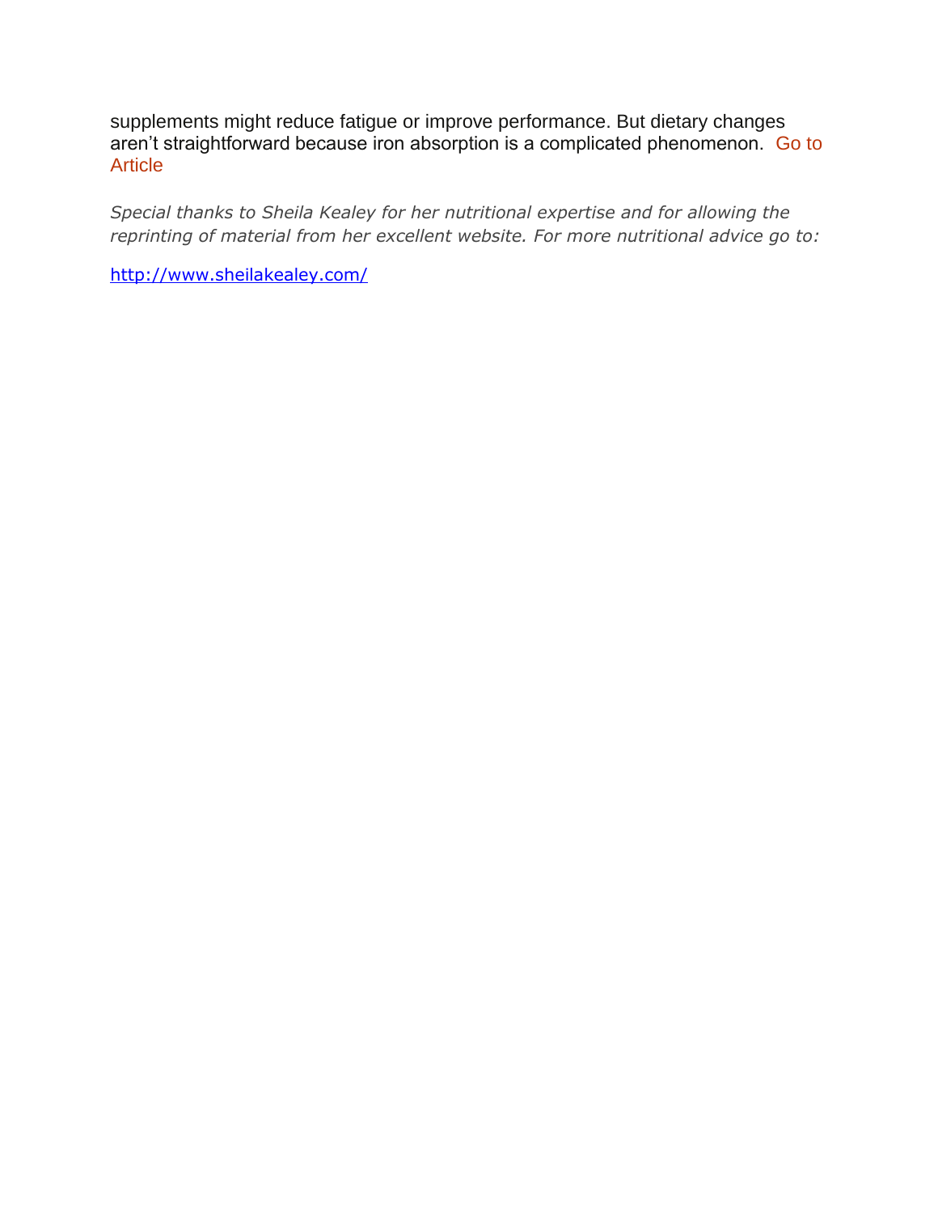supplements might reduce fatigue or improve performance. But dietary changes aren't straightforward because iron absorption is a complicated phenomenon. Go to Article

*Special thanks to Sheila Kealey for her nutritional expertise and for allowing the reprinting of material from her excellent website. For more nutritional advice go to:*

http://www.sheilakealey.com/